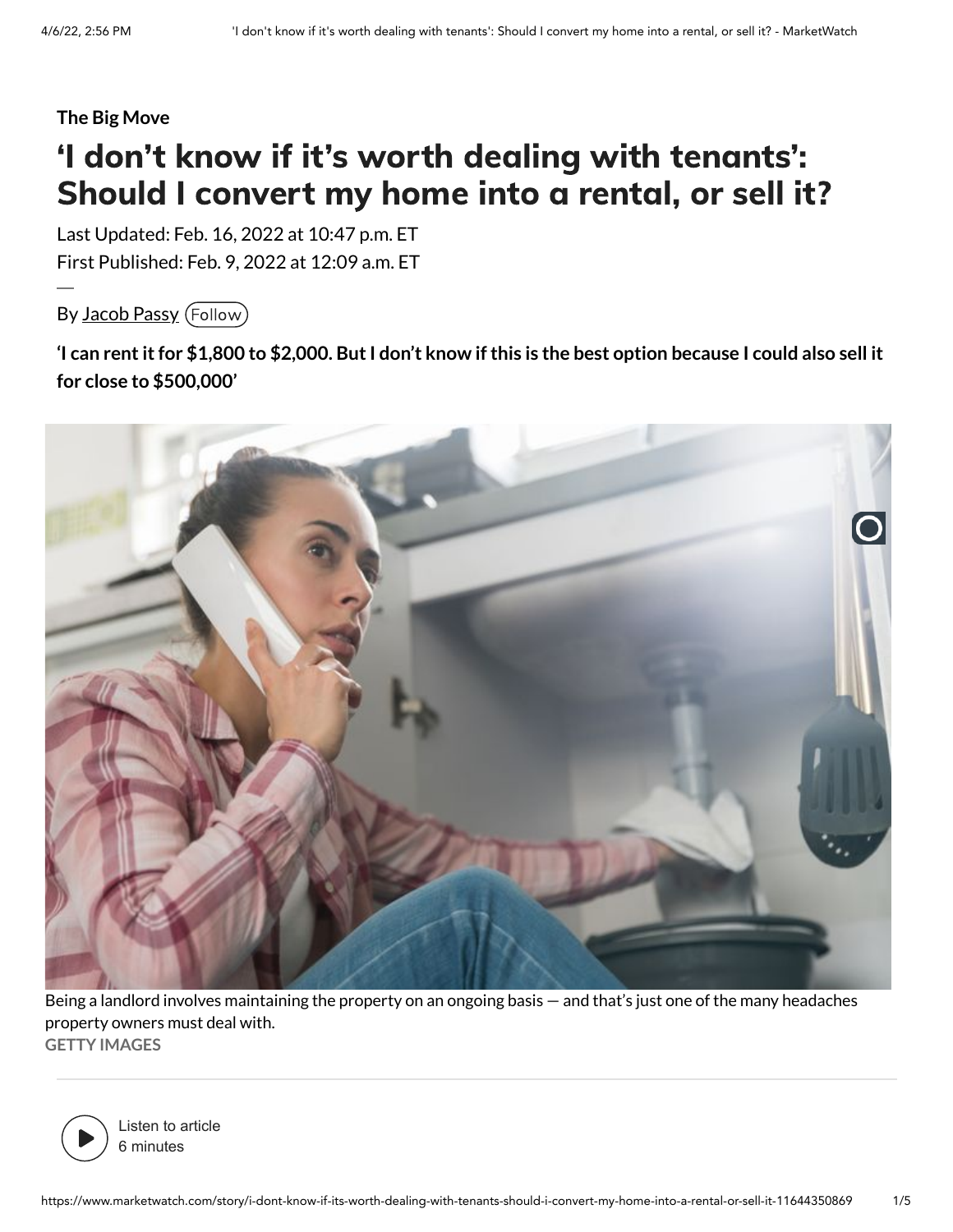**The Big Move**

# 'I don't know if it's worth dealing with tenants': Should I convert my home into a rental, or sell it?

Last Updated: Feb. 16, 2022 at 10:47 p.m. ET

First Published: Feb. 9, 2022 at 12:09 a.m. ET

By Jacob Passy (Follow)

**'I can rent it for $1,800 to $2,000. But I don't know if this is the best option because I could also sell it for close to $500,000'**

Being a landlord involves maintaining the property on an ongoing basis — and that's just one of the many headaches property owners must deal with.

GETTY IMAGES

Listen to article
6 minutes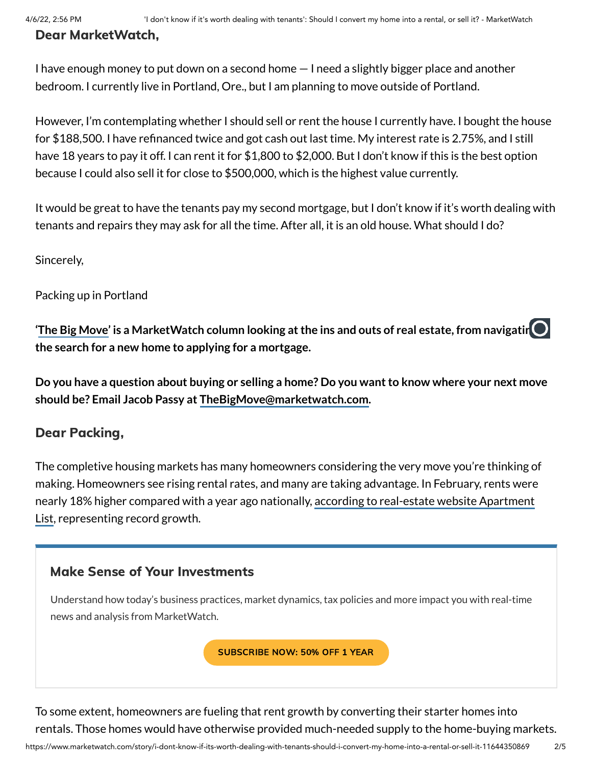### Dear MarketWatch,

I have enough money to put down on a second home — I need a slightly bigger place and another bedroom. I currently live in Portland, Ore., but I am planning to move outside of Portland.

However, I'm contemplating whether I should sell or rent the house I currently have. I bought the house for $188,500. I have refinanced twice and got cash out last time. My interest rate is 2.75%, and I still have 18 years to pay it off. I can rent it for $1,800 to $2,000. But I don't know if this is the best option because I could also sell it for close to $500,000, which is the highest value currently.

It would be great to have the tenants pay my second mortgage, but I don't know if it's worth dealing with tenants and repairs they may ask for all the time. After all, it is an old house. What should I do?

Sincerely,

Packing up in Portland

**'The Big Move' is a MarketWatch column looking at the ins and outs of real estate, from navigating the search for a new home to applying for a mortgage.**

**Do you have a question about buying or selling a home? Do you want to know where your next move should be? Email Jacob Passy at TheBigMove@marketwatch.com.**

### Dear Packing,

The completive housing markets has many homeowners considering the very move you're thinking of making. Homeowners see rising rental rates, and many are taking advantage. In February, rents were nearly 18% higher compared with a year ago nationally, according to real-estate website Apartment List, representing record growth.

**Make Sense of Your Investments**

Understand how today's business practices, market dynamics, tax policies and more impact you with real-time news and analysis from MarketWatch.

SUBSCRIBE NOW: 50% OFF 1 YEAR

To some extent, homeowners are fueling that rent growth by converting their starter homes into rentals. Those homes would have otherwise provided much-needed supply to the home-buying markets.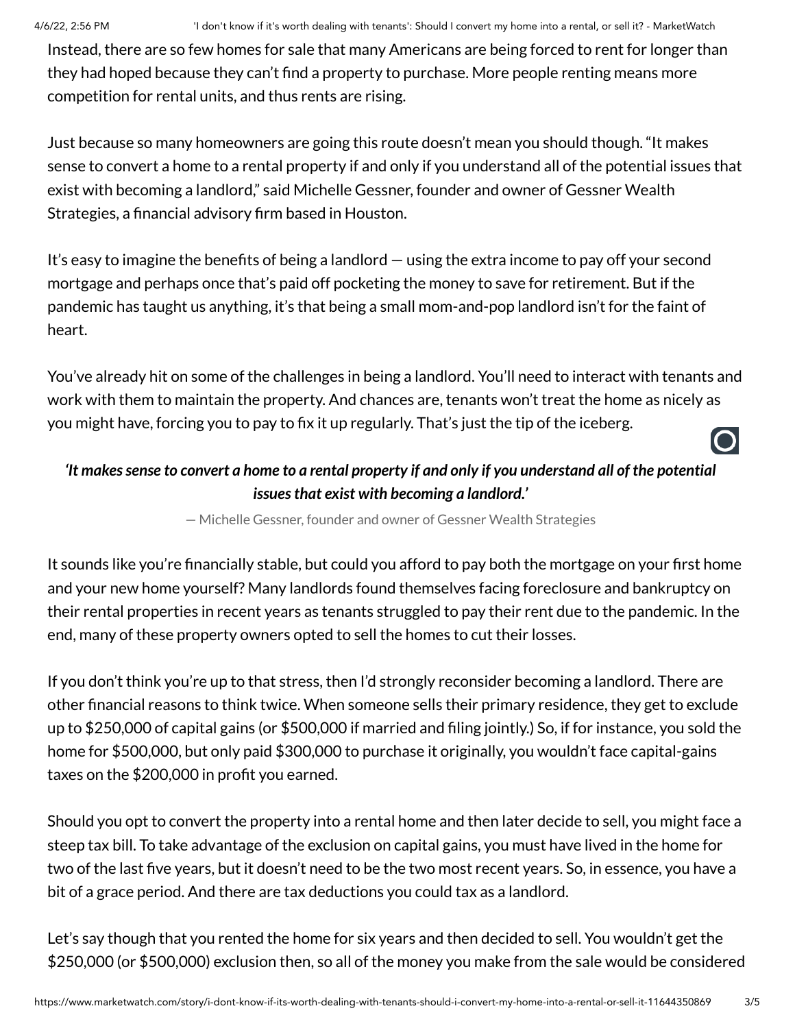Instead, there are so few homes for sale that many Americans are being forced to rent for longer than they had hoped because they can't find a property to purchase. More people renting means more competition for rental units, and thus rents are rising.

Just because so many homeowners are going this route doesn't mean you should though. "It makes sense to convert a home to a rental property if and only if you understand all of the potential issues that exist with becoming a landlord," said Michelle Gessner, founder and owner of Gessner Wealth Strategies, a financial advisory firm based in Houston.

It's easy to imagine the benefits of being a landlord — using the extra income to pay off your second mortgage and perhaps once that's paid off pocketing the money to save for retirement. But if the pandemic has taught us anything, it's that being a small mom-and-pop landlord isn't for the faint of heart.

You've already hit on some of the challenges in being a landlord. You'll need to interact with tenants and work with them to maintain the property. And chances are, tenants won't treat the home as nicely as you might have, forcing you to pay to fix it up regularly. That's just the tip of the iceberg.

> ***'It makes sense to convert a home to a rental property if and only if you understand all of the potential issues that exist with becoming a landlord.'***
>
> — Michelle Gessner, founder and owner of Gessner Wealth Strategies

It sounds like you're financially stable, but could you afford to pay both the mortgage on your first home and your new home yourself? Many landlords found themselves facing foreclosure and bankruptcy on their rental properties in recent years as tenants struggled to pay their rent due to the pandemic. In the end, many of these property owners opted to sell the homes to cut their losses.

If you don't think you're up to that stress, then I'd strongly reconsider becoming a landlord. There are other financial reasons to think twice. When someone sells their primary residence, they get to exclude up to $250,000 of capital gains (or $500,000 if married and filing jointly.) So, if for instance, you sold the home for $500,000, but only paid $300,000 to purchase it originally, you wouldn't face capital-gains taxes on the $200,000 in profit you earned.

Should you opt to convert the property into a rental home and then later decide to sell, you might face a steep tax bill. To take advantage of the exclusion on capital gains, you must have lived in the home for two of the last five years, but it doesn't need to be the two most recent years. So, in essence, you have a bit of a grace period. And there are tax deductions you could tax as a landlord.

Let's say though that you rented the home for six years and then decided to sell. You wouldn't get the $250,000 (or $500,000) exclusion then, so all of the money you make from the sale would be considered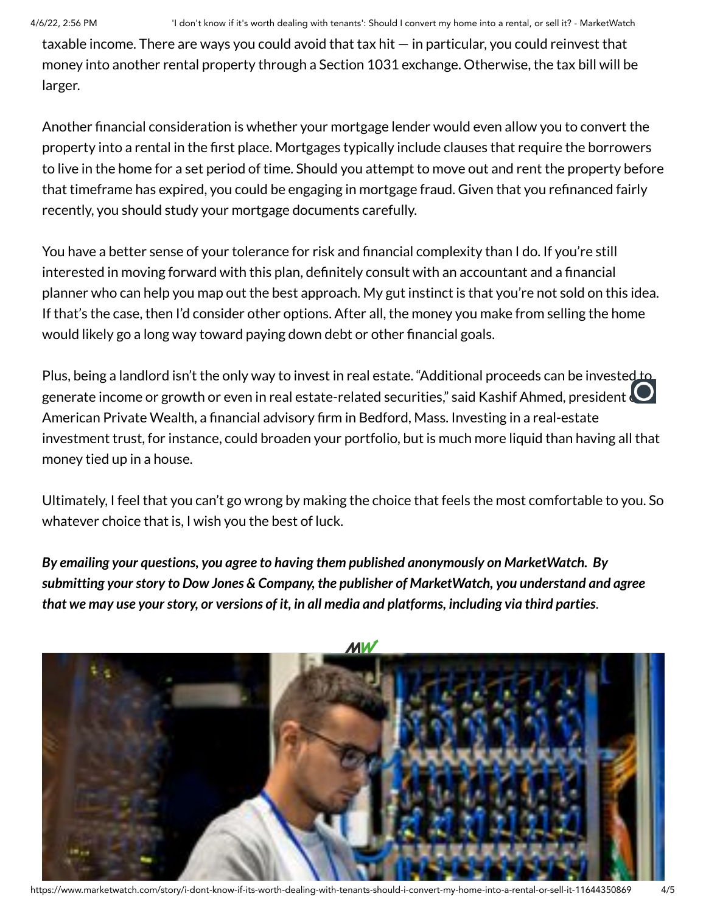taxable income. There are ways you could avoid that tax hit — in particular, you could reinvest that money into another rental property through a Section 1031 exchange. Otherwise, the tax bill will be larger.

Another financial consideration is whether your mortgage lender would even allow you to convert the property into a rental in the first place. Mortgages typically include clauses that require the borrowers to live in the home for a set period of time. Should you attempt to move out and rent the property before that timeframe has expired, you could be engaging in mortgage fraud. Given that you refinanced fairly recently, you should study your mortgage documents carefully.

You have a better sense of your tolerance for risk and financial complexity than I do. If you're still interested in moving forward with this plan, definitely consult with an accountant and a financial planner who can help you map out the best approach. My gut instinct is that you're not sold on this idea. If that's the case, then I'd consider other options. After all, the money you make from selling the home would likely go a long way toward paying down debt or other financial goals.

Plus, being a landlord isn't the only way to invest in real estate. "Additional proceeds can be invested to generate income or growth or even in real estate-related securities," said Kashif Ahmed, president of American Private Wealth, a financial advisory firm in Bedford, Mass. Investing in a real-estate investment trust, for instance, could broaden your portfolio, but is much more liquid than having all that money tied up in a house.

Ultimately, I feel that you can't go wrong by making the choice that feels the most comfortable to you. So whatever choice that is, I wish you the best of luck.

***By emailing your questions, you agree to having them published anonymously on MarketWatch. By submitting your story to Dow Jones & Company, the publisher of MarketWatch, you understand and agree that we may use your story, or versions of it, in all media and platforms, including via third parties.***